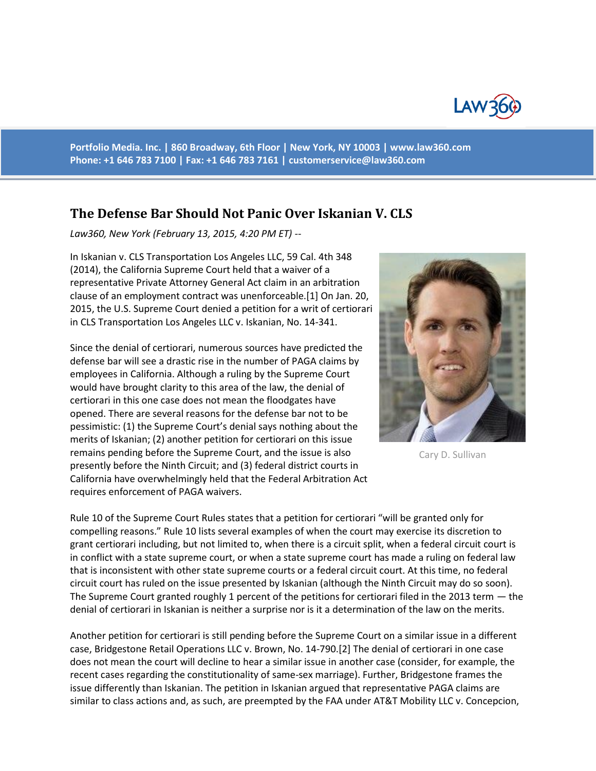Portfolio Media. Inc. | 860 Broadway, 6th Floor | New York, NY 10003 | www.law360.com
Phone: +1 646 783 7100 | Fax: +1 646 783 7161 | customerservice@law360.com

# The Defense Bar Should Not Panic Over Iskanian V. CLS

*Law360, New York (February 13, 2015, 4:20 PM ET) --*

In Iskanian v. CLS Transportation Los Angeles LLC, 59 Cal. 4th 348 (2014), the California Supreme Court held that a waiver of a representative Private Attorney General Act claim in an arbitration clause of an employment contract was unenforceable.[1] On Jan. 20, 2015, the U.S. Supreme Court denied a petition for a writ of certiorari in CLS Transportation Los Angeles LLC v. Iskanian, No. 14-341.

Cary D. Sullivan

Since the denial of certiorari, numerous sources have predicted the defense bar will see a drastic rise in the number of PAGA claims by employees in California. Although a ruling by the Supreme Court would have brought clarity to this area of the law, the denial of certiorari in this one case does not mean the floodgates have opened. There are several reasons for the defense bar not to be pessimistic: (1) the Supreme Court's denial says nothing about the merits of Iskanian; (2) another petition for certiorari on this issue remains pending before the Supreme Court, and the issue is also presently before the Ninth Circuit; and (3) federal district courts in California have overwhelmingly held that the Federal Arbitration Act requires enforcement of PAGA waivers.

Rule 10 of the Supreme Court Rules states that a petition for certiorari "will be granted only for compelling reasons." Rule 10 lists several examples of when the court may exercise its discretion to grant certiorari including, but not limited to, when there is a circuit split, when a federal circuit court is in conflict with a state supreme court, or when a state supreme court has made a ruling on federal law that is inconsistent with other state supreme courts or a federal circuit court. At this time, no federal circuit court has ruled on the issue presented by Iskanian (although the Ninth Circuit may do so soon). The Supreme Court granted roughly 1 percent of the petitions for certiorari filed in the 2013 term — the denial of certiorari in Iskanian is neither a surprise nor is it a determination of the law on the merits.

Another petition for certiorari is still pending before the Supreme Court on a similar issue in a different case, Bridgestone Retail Operations LLC v. Brown, No. 14-790.[2] The denial of certiorari in one case does not mean the court will decline to hear a similar issue in another case (consider, for example, the recent cases regarding the constitutionality of same-sex marriage). Further, Bridgestone frames the issue differently than Iskanian. The petition in Iskanian argued that representative PAGA claims are similar to class actions and, as such, are preempted by the FAA under AT&T Mobility LLC v. Concepcion,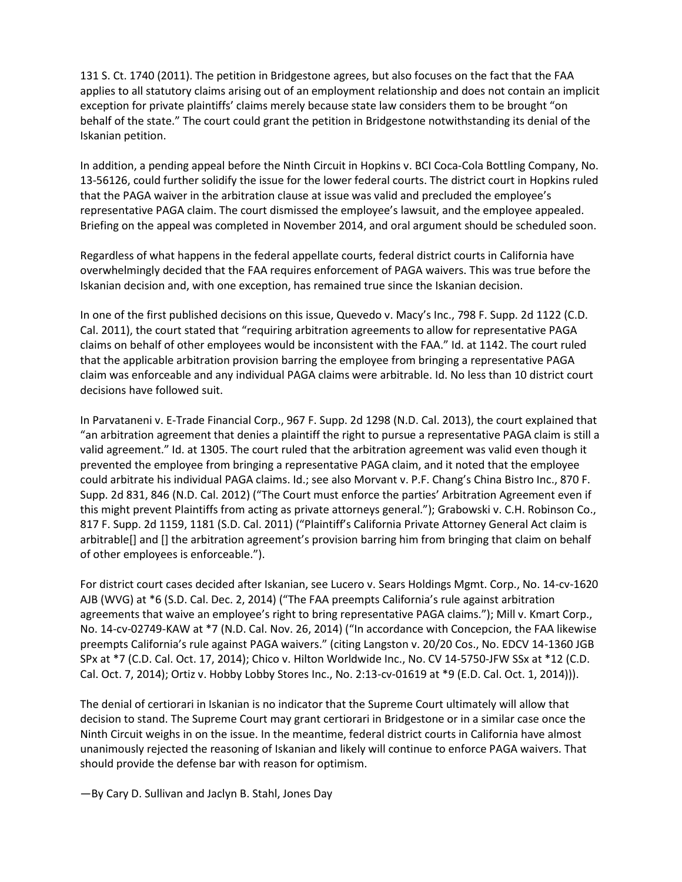131 S. Ct. 1740 (2011). The petition in Bridgestone agrees, but also focuses on the fact that the FAA applies to all statutory claims arising out of an employment relationship and does not contain an implicit exception for private plaintiffs' claims merely because state law considers them to be brought "on behalf of the state." The court could grant the petition in Bridgestone notwithstanding its denial of the Iskanian petition.

In addition, a pending appeal before the Ninth Circuit in Hopkins v. BCI Coca-Cola Bottling Company, No. 13-56126, could further solidify the issue for the lower federal courts. The district court in Hopkins ruled that the PAGA waiver in the arbitration clause at issue was valid and precluded the employee's representative PAGA claim. The court dismissed the employee's lawsuit, and the employee appealed. Briefing on the appeal was completed in November 2014, and oral argument should be scheduled soon.

Regardless of what happens in the federal appellate courts, federal district courts in California have overwhelmingly decided that the FAA requires enforcement of PAGA waivers. This was true before the Iskanian decision and, with one exception, has remained true since the Iskanian decision.

In one of the first published decisions on this issue, Quevedo v. Macy's Inc., 798 F. Supp. 2d 1122 (C.D. Cal. 2011), the court stated that "requiring arbitration agreements to allow for representative PAGA claims on behalf of other employees would be inconsistent with the FAA." Id. at 1142. The court ruled that the applicable arbitration provision barring the employee from bringing a representative PAGA claim was enforceable and any individual PAGA claims were arbitrable. Id. No less than 10 district court decisions have followed suit.

In Parvataneni v. E-Trade Financial Corp., 967 F. Supp. 2d 1298 (N.D. Cal. 2013), the court explained that "an arbitration agreement that denies a plaintiff the right to pursue a representative PAGA claim is still a valid agreement." Id. at 1305. The court ruled that the arbitration agreement was valid even though it prevented the employee from bringing a representative PAGA claim, and it noted that the employee could arbitrate his individual PAGA claims. Id.; see also Morvant v. P.F. Chang's China Bistro Inc., 870 F. Supp. 2d 831, 846 (N.D. Cal. 2012) ("The Court must enforce the parties' Arbitration Agreement even if this might prevent Plaintiffs from acting as private attorneys general."); Grabowski v. C.H. Robinson Co., 817 F. Supp. 2d 1159, 1181 (S.D. Cal. 2011) ("Plaintiff's California Private Attorney General Act claim is arbitrable[] and [] the arbitration agreement's provision barring him from bringing that claim on behalf of other employees is enforceable.").

For district court cases decided after Iskanian, see Lucero v. Sears Holdings Mgmt. Corp., No. 14-cv-1620 AJB (WVG) at *6 (S.D. Cal. Dec. 2, 2014) ("The FAA preempts California's rule against arbitration agreements that waive an employee's right to bring representative PAGA claims."); Mill v. Kmart Corp., No. 14-cv-02749-KAW at *7 (N.D. Cal. Nov. 26, 2014) ("In accordance with Concepcion, the FAA likewise preempts California's rule against PAGA waivers." (citing Langston v. 20/20 Cos., No. EDCV 14-1360 JGB SPx at *7 (C.D. Cal. Oct. 17, 2014); Chico v. Hilton Worldwide Inc., No. CV 14-5750-JFW SSx at *12 (C.D. Cal. Oct. 7, 2014); Ortiz v. Hobby Lobby Stores Inc., No. 2:13-cv-01619 at *9 (E.D. Cal. Oct. 1, 2014))).

The denial of certiorari in Iskanian is no indicator that the Supreme Court ultimately will allow that decision to stand. The Supreme Court may grant certiorari in Bridgestone or in a similar case once the Ninth Circuit weighs in on the issue. In the meantime, federal district courts in California have almost unanimously rejected the reasoning of Iskanian and likely will continue to enforce PAGA waivers. That should provide the defense bar with reason for optimism.

—By Cary D. Sullivan and Jaclyn B. Stahl, Jones Day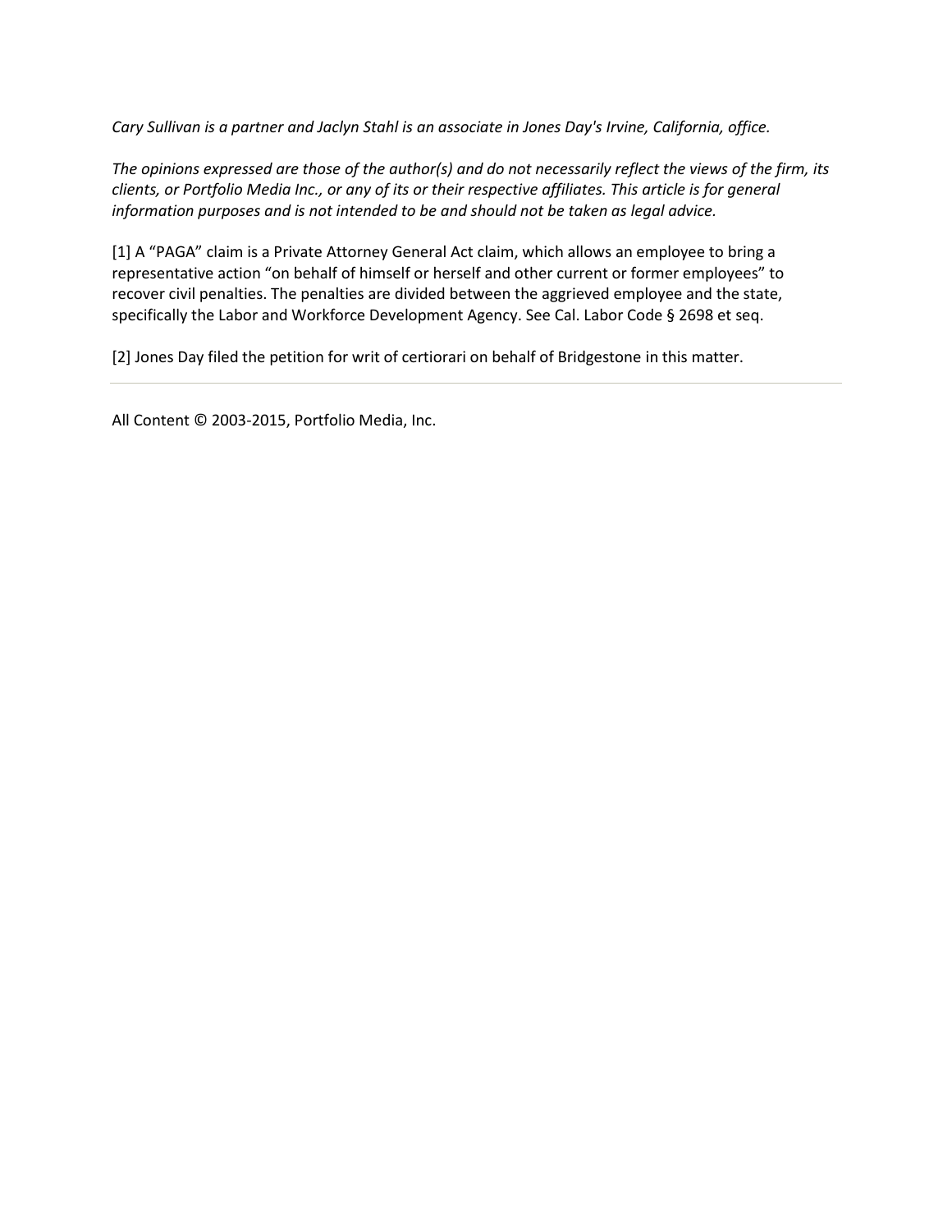*Cary Sullivan is a partner and Jaclyn Stahl is an associate in Jones Day's Irvine, California, office.*

*The opinions expressed are those of the author(s) and do not necessarily reflect the views of the firm, its clients, or Portfolio Media Inc., or any of its or their respective affiliates. This article is for general information purposes and is not intended to be and should not be taken as legal advice.*

[1] A "PAGA" claim is a Private Attorney General Act claim, which allows an employee to bring a representative action "on behalf of himself or herself and other current or former employees" to recover civil penalties. The penalties are divided between the aggrieved employee and the state, specifically the Labor and Workforce Development Agency. See Cal. Labor Code § 2698 et seq.

[2] Jones Day filed the petition for writ of certiorari on behalf of Bridgestone in this matter.

---

All Content © 2003-2015, Portfolio Media, Inc.